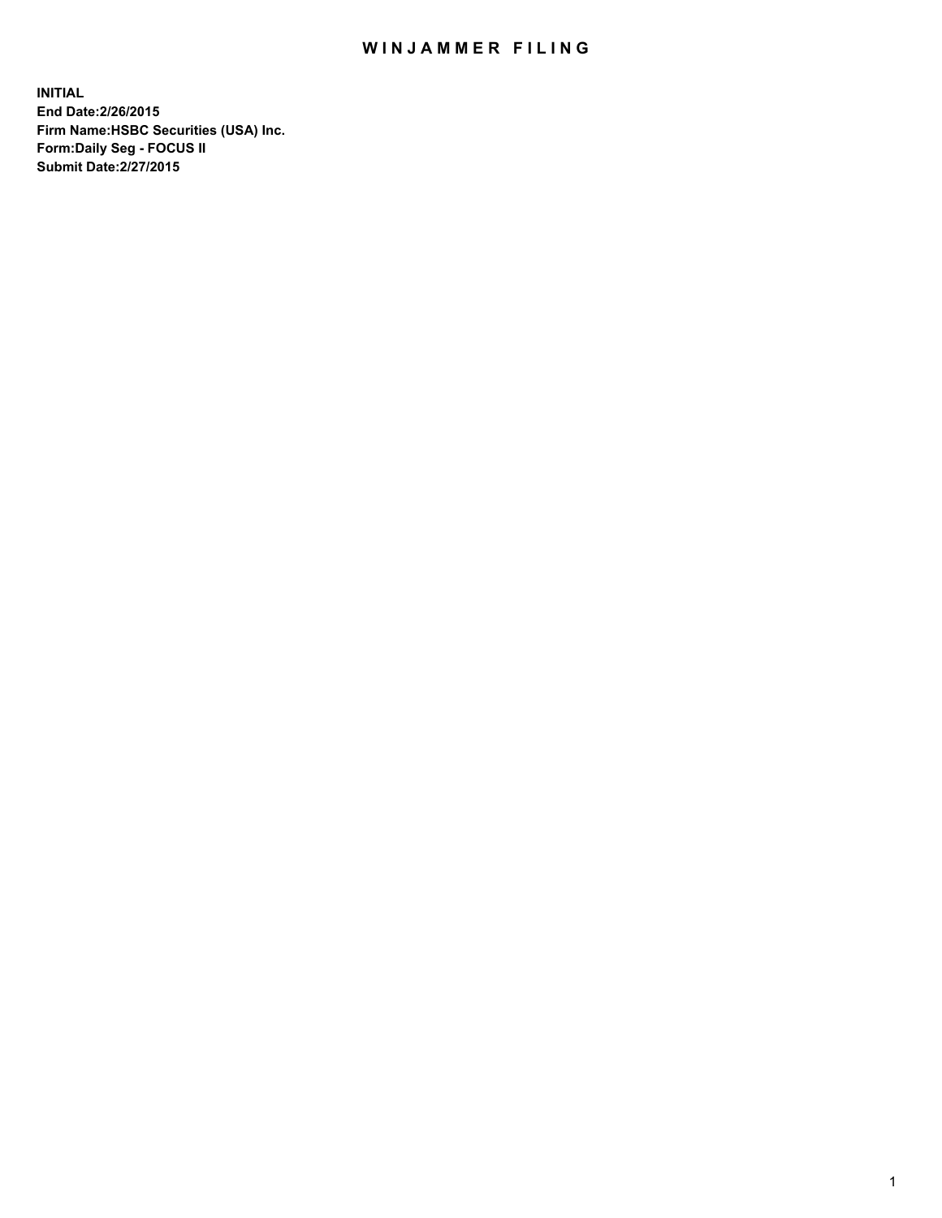# WINJAMMER FILING

**INITIAL**
**End Date:2/26/2015**
**Firm Name:HSBC Securities (USA) Inc.**
**Form:Daily Seg - FOCUS II**
**Submit Date:2/27/2015**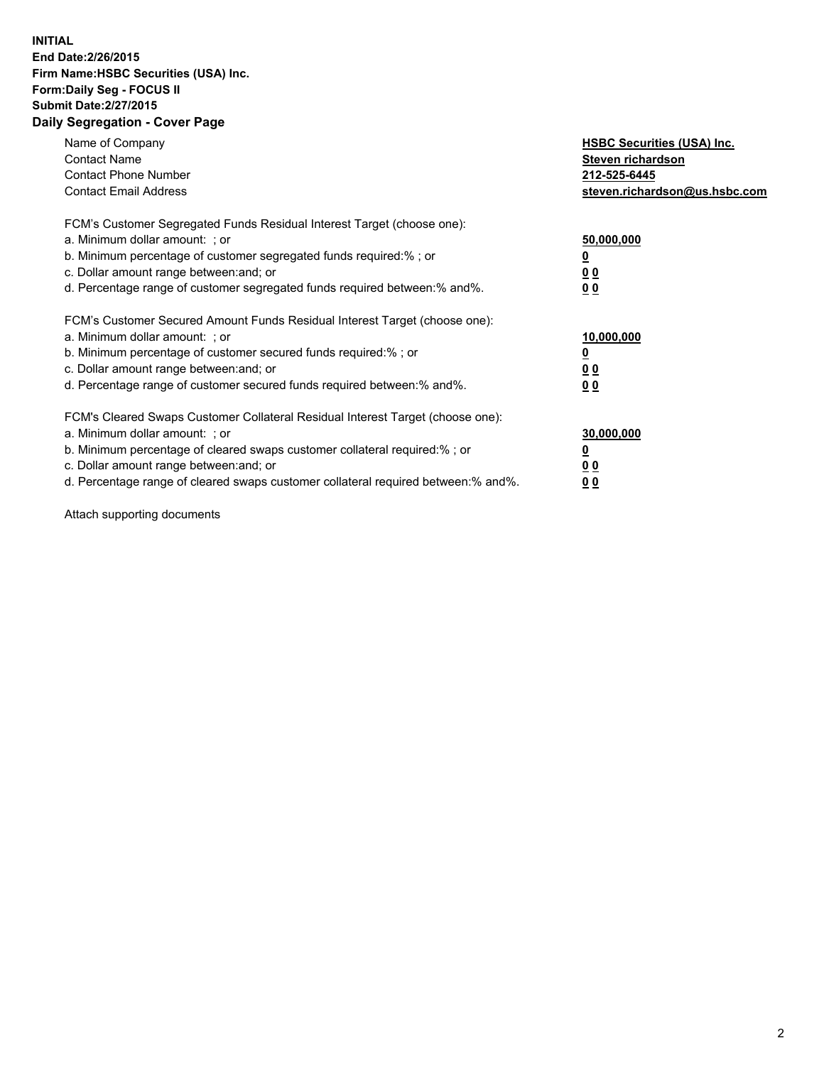**INITIAL**
**End Date:2/26/2015**
**Firm Name:HSBC Securities (USA) Inc.**
**Form:Daily Seg - FOCUS II**
**Submit Date:2/27/2015**

## Daily Segregation - Cover Page

| | |
|---|---|
| Name of Company | **HSBC Securities (USA) Inc.** |
| Contact Name | **Steven richardson** |
| Contact Phone Number | **212-525-6445** |
| Contact Email Address | **steven.richardson@us.hsbc.com** |

FCM's Customer Segregated Funds Residual Interest Target (choose one):

| | |
|---|---|
| a. Minimum dollar amount: ; or | **50,000,000** |
| b. Minimum percentage of customer segregated funds required:% ; or | **0** |
| c. Dollar amount range between:and; or | **0 0** |
| d. Percentage range of customer segregated funds required between:% and%. | **0 0** |

FCM's Customer Secured Amount Funds Residual Interest Target (choose one):

| | |
|---|---|
| a. Minimum dollar amount: ; or | **10,000,000** |
| b. Minimum percentage of customer secured funds required:% ; or | **0** |
| c. Dollar amount range between:and; or | **0 0** |
| d. Percentage range of customer secured funds required between:% and%. | **0 0** |

FCM's Cleared Swaps Customer Collateral Residual Interest Target (choose one):

| | |
|---|---|
| a. Minimum dollar amount: ; or | **30,000,000** |
| b. Minimum percentage of cleared swaps customer collateral required:% ; or | **0** |
| c. Dollar amount range between:and; or | **0 0** |
| d. Percentage range of cleared swaps customer collateral required between:% and%. | **0 0** |

Attach supporting documents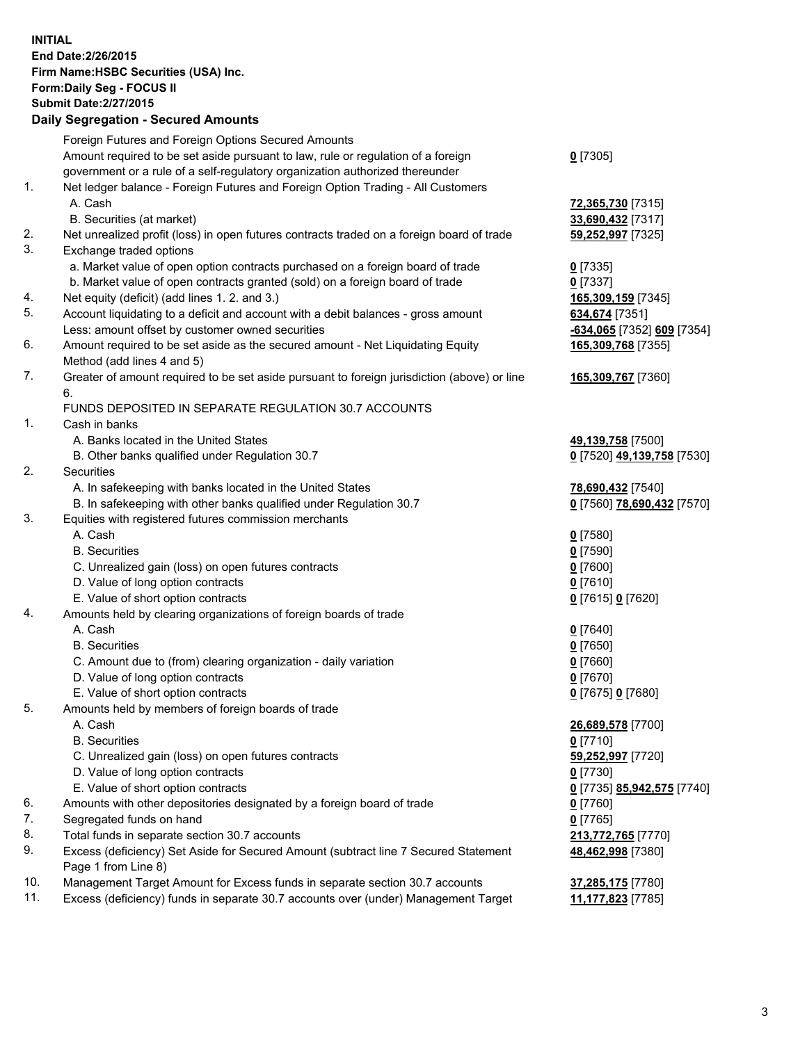**INITIAL**
**End Date:2/26/2015**
**Firm Name:HSBC Securities (USA) Inc.**
**Form:Daily Seg - FOCUS II**
**Submit Date:2/27/2015**

### Daily Segregation - Secured Amounts

| | | |
|---|---|---|
| | Foreign Futures and Foreign Options Secured Amounts | |
| | Amount required to be set aside pursuant to law, rule or regulation of a foreign government or a rule of a self-regulatory organization authorized thereunder | **0** [7305] |
| 1. | Net ledger balance - Foreign Futures and Foreign Option Trading - All Customers | |
| | A. Cash | **72,365,730** [7315] |
| | B. Securities (at market) | **33,690,432** [7317] |
| 2. | Net unrealized profit (loss) in open futures contracts traded on a foreign board of trade | **59,252,997** [7325] |
| 3. | Exchange traded options | |
| | a. Market value of open option contracts purchased on a foreign board of trade | **0** [7335] |
| | b. Market value of open contracts granted (sold) on a foreign board of trade | **0** [7337] |
| 4. | Net equity (deficit) (add lines 1. 2. and 3.) | **165,309,159** [7345] |
| 5. | Account liquidating to a deficit and account with a debit balances - gross amount | **634,674** [7351] |
| | Less: amount offset by customer owned securities | **-634,065** [7352] **609** [7354] |
| 6. | Amount required to be set aside as the secured amount - Net Liquidating Equity Method (add lines 4 and 5) | **165,309,768** [7355] |
| 7. | Greater of amount required to be set aside pursuant to foreign jurisdiction (above) or line 6. | **165,309,767** [7360] |
| | FUNDS DEPOSITED IN SEPARATE REGULATION 30.7 ACCOUNTS | |
| 1. | Cash in banks | |
| | A. Banks located in the United States | **49,139,758** [7500] |
| | B. Other banks qualified under Regulation 30.7 | **0** [7520] **49,139,758** [7530] |
| 2. | Securities | |
| | A. In safekeeping with banks located in the United States | **78,690,432** [7540] |
| | B. In safekeeping with other banks qualified under Regulation 30.7 | **0** [7560] **78,690,432** [7570] |
| 3. | Equities with registered futures commission merchants | |
| | A. Cash | **0** [7580] |
| | B. Securities | **0** [7590] |
| | C. Unrealized gain (loss) on open futures contracts | **0** [7600] |
| | D. Value of long option contracts | **0** [7610] |
| | E. Value of short option contracts | **0** [7615] **0** [7620] |
| 4. | Amounts held by clearing organizations of foreign boards of trade | |
| | A. Cash | **0** [7640] |
| | B. Securities | **0** [7650] |
| | C. Amount due to (from) clearing organization - daily variation | **0** [7660] |
| | D. Value of long option contracts | **0** [7670] |
| | E. Value of short option contracts | **0** [7675] **0** [7680] |
| 5. | Amounts held by members of foreign boards of trade | |
| | A. Cash | **26,689,578** [7700] |
| | B. Securities | **0** [7710] |
| | C. Unrealized gain (loss) on open futures contracts | **59,252,997** [7720] |
| | D. Value of long option contracts | **0** [7730] |
| | E. Value of short option contracts | **0** [7735] **85,942,575** [7740] |
| 6. | Amounts with other depositories designated by a foreign board of trade | **0** [7760] |
| 7. | Segregated funds on hand | **0** [7765] |
| 8. | Total funds in separate section 30.7 accounts | **213,772,765** [7770] |
| 9. | Excess (deficiency) Set Aside for Secured Amount (subtract line 7 Secured Statement Page 1 from Line 8) | **48,462,998** [7380] |
| 10. | Management Target Amount for Excess funds in separate section 30.7 accounts | **37,285,175** [7780] |
| 11. | Excess (deficiency) funds in separate 30.7 accounts over (under) Management Target | **11,177,823** [7785] |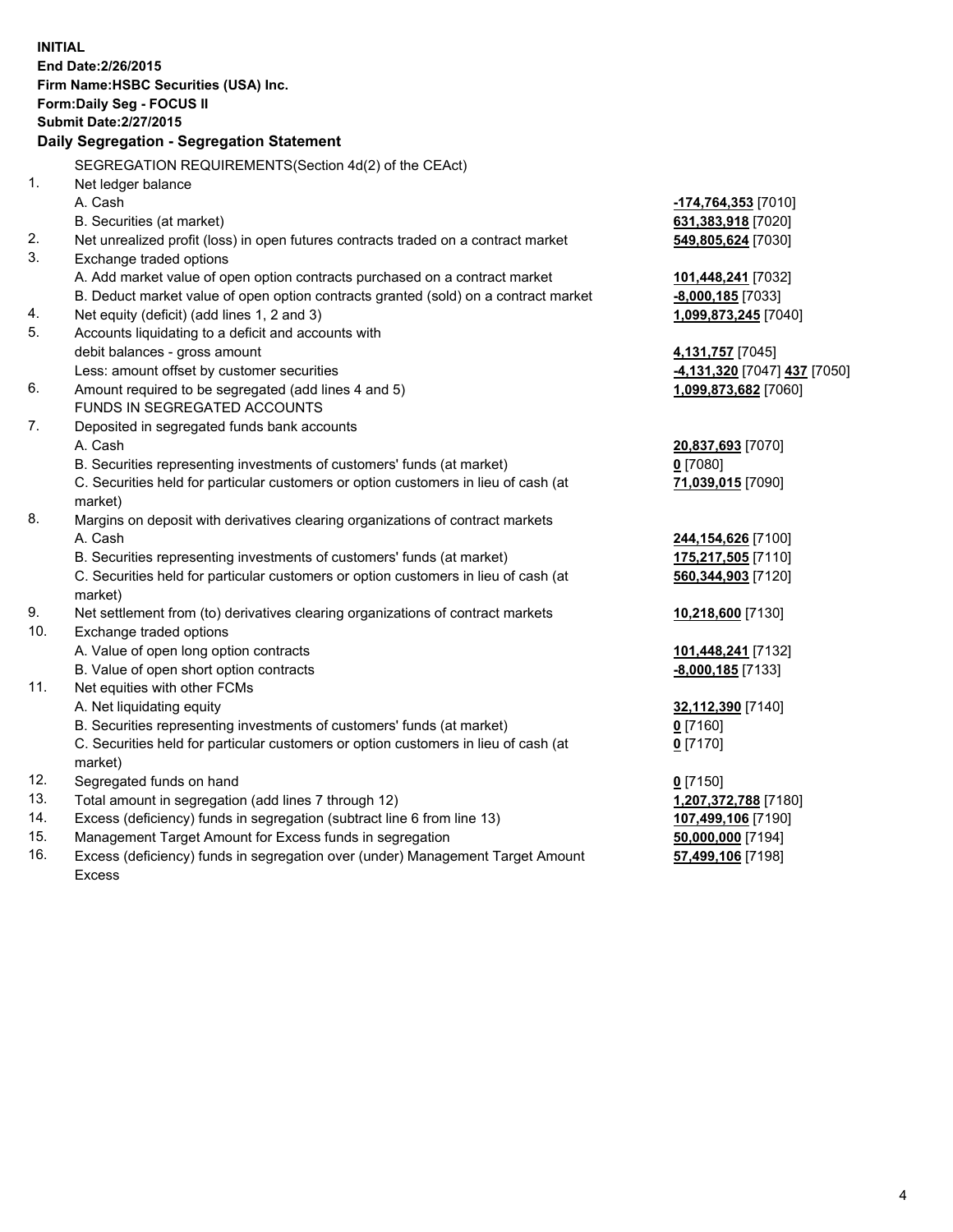**INITIAL**
**End Date:2/26/2015**
**Firm Name:HSBC Securities (USA) Inc.**
**Form:Daily Seg - FOCUS II**
**Submit Date:2/27/2015**

**Daily Segregation - Segregation Statement**

| | | |
|---|---|---|
| | SEGREGATION REQUIREMENTS(Section 4d(2) of the CEAct) | |
| 1. | Net ledger balance | |
| | A. Cash | **-174,764,353** [7010] |
| | B. Securities (at market) | **631,383,918** [7020] |
| 2. | Net unrealized profit (loss) in open futures contracts traded on a contract market | **549,805,624** [7030] |
| 3. | Exchange traded options | |
| | A. Add market value of open option contracts purchased on a contract market | **101,448,241** [7032] |
| | B. Deduct market value of open option contracts granted (sold) on a contract market | **-8,000,185** [7033] |
| 4. | Net equity (deficit) (add lines 1, 2 and 3) | **1,099,873,245** [7040] |
| 5. | Accounts liquidating to a deficit and accounts with debit balances - gross amount | **4,131,757** [7045] |
| | Less: amount offset by customer securities | **-4,131,320** [7047] **437** [7050] |
| 6. | Amount required to be segregated (add lines 4 and 5) | **1,099,873,682** [7060] |
| | FUNDS IN SEGREGATED ACCOUNTS | |
| 7. | Deposited in segregated funds bank accounts | |
| | A. Cash | **20,837,693** [7070] |
| | B. Securities representing investments of customers' funds (at market) | **0** [7080] |
| | C. Securities held for particular customers or option customers in lieu of cash (at market) | **71,039,015** [7090] |
| 8. | Margins on deposit with derivatives clearing organizations of contract markets | |
| | A. Cash | **244,154,626** [7100] |
| | B. Securities representing investments of customers' funds (at market) | **175,217,505** [7110] |
| | C. Securities held for particular customers or option customers in lieu of cash (at market) | **560,344,903** [7120] |
| 9. | Net settlement from (to) derivatives clearing organizations of contract markets | **10,218,600** [7130] |
| 10. | Exchange traded options | |
| | A. Value of open long option contracts | **101,448,241** [7132] |
| | B. Value of open short option contracts | **-8,000,185** [7133] |
| 11. | Net equities with other FCMs | |
| | A. Net liquidating equity | **32,112,390** [7140] |
| | B. Securities representing investments of customers' funds (at market) | **0** [7160] |
| | C. Securities held for particular customers or option customers in lieu of cash (at market) | **0** [7170] |
| 12. | Segregated funds on hand | **0** [7150] |
| 13. | Total amount in segregation (add lines 7 through 12) | **1,207,372,788** [7180] |
| 14. | Excess (deficiency) funds in segregation (subtract line 6 from line 13) | **107,499,106** [7190] |
| 15. | Management Target Amount for Excess funds in segregation | **50,000,000** [7194] |
| 16. | Excess (deficiency) funds in segregation over (under) Management Target Amount Excess | **57,499,106** [7198] |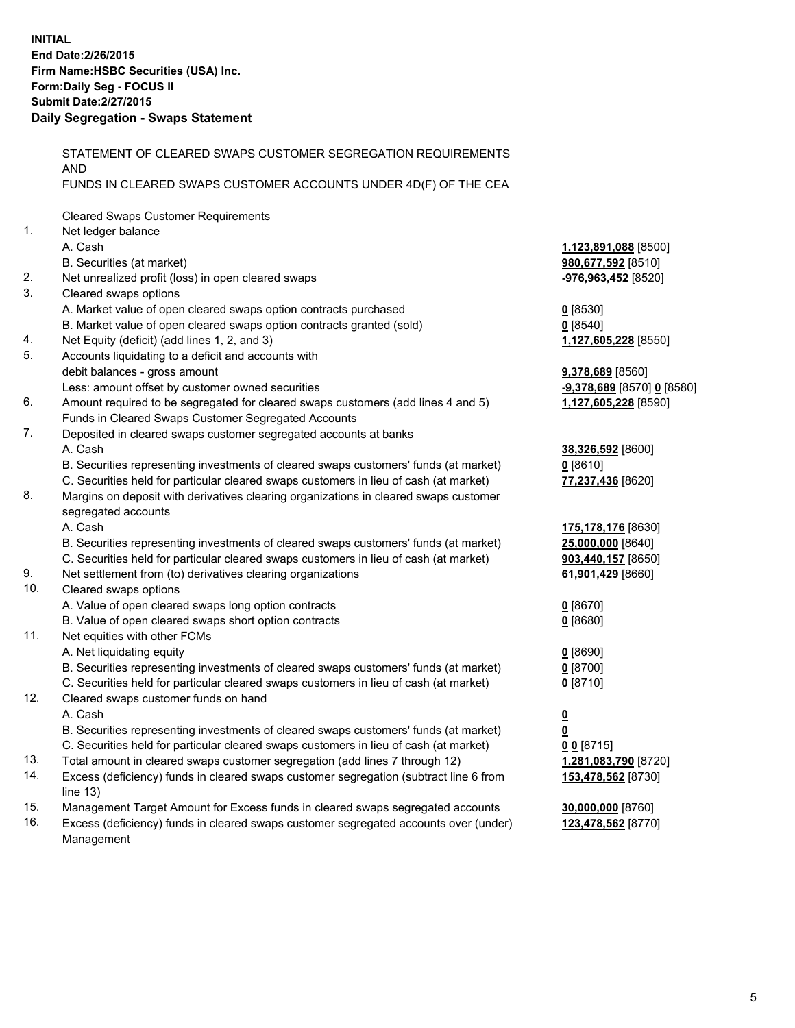**INITIAL**
**End Date:2/26/2015**
**Firm Name:HSBC Securities (USA) Inc.**
**Form:Daily Seg - FOCUS II**
**Submit Date:2/27/2015**
**Daily Segregation - Swaps Statement**

STATEMENT OF CLEARED SWAPS CUSTOMER SEGREGATION REQUIREMENTS AND FUNDS IN CLEARED SWAPS CUSTOMER ACCOUNTS UNDER 4D(F) OF THE CEA

| | | |
|---|---|---|
| | Cleared Swaps Customer Requirements | |
| 1. | Net ledger balance | |
| | A. Cash | **1,123,891,088** [8500] |
| | B. Securities (at market) | **980,677,592** [8510] |
| 2. | Net unrealized profit (loss) in open cleared swaps | **-976,963,452** [8520] |
| 3. | Cleared swaps options | |
| | A. Market value of open cleared swaps option contracts purchased | **0** [8530] |
| | B. Market value of open cleared swaps option contracts granted (sold) | **0** [8540] |
| 4. | Net Equity (deficit) (add lines 1, 2, and 3) | **1,127,605,228** [8550] |
| 5. | Accounts liquidating to a deficit and accounts with debit balances - gross amount | **9,378,689** [8560] |
| | Less: amount offset by customer owned securities | **-9,378,689** [8570] **0** [8580] |
| 6. | Amount required to be segregated for cleared swaps customers (add lines 4 and 5) | **1,127,605,228** [8590] |
| | Funds in Cleared Swaps Customer Segregated Accounts | |
| 7. | Deposited in cleared swaps customer segregated accounts at banks | |
| | A. Cash | **38,326,592** [8600] |
| | B. Securities representing investments of cleared swaps customers' funds (at market) | **0** [8610] |
| | C. Securities held for particular cleared swaps customers in lieu of cash (at market) | **77,237,436** [8620] |
| 8. | Margins on deposit with derivatives clearing organizations in cleared swaps customer segregated accounts | |
| | A. Cash | **175,178,176** [8630] |
| | B. Securities representing investments of cleared swaps customers' funds (at market) | **25,000,000** [8640] |
| | C. Securities held for particular cleared swaps customers in lieu of cash (at market) | **903,440,157** [8650] |
| 9. | Net settlement from (to) derivatives clearing organizations | **61,901,429** [8660] |
| 10. | Cleared swaps options | |
| | A. Value of open cleared swaps long option contracts | **0** [8670] |
| | B. Value of open cleared swaps short option contracts | **0** [8680] |
| 11. | Net equities with other FCMs | |
| | A. Net liquidating equity | **0** [8690] |
| | B. Securities representing investments of cleared swaps customers' funds (at market) | **0** [8700] |
| | C. Securities held for particular cleared swaps customers in lieu of cash (at market) | **0** [8710] |
| 12. | Cleared swaps customer funds on hand | |
| | A. Cash | **0** |
| | B. Securities representing investments of cleared swaps customers' funds (at market) | **0** |
| | C. Securities held for particular cleared swaps customers in lieu of cash (at market) | **0** **0** [8715] |
| 13. | Total amount in cleared swaps customer segregation (add lines 7 through 12) | **1,281,083,790** [8720] |
| 14. | Excess (deficiency) funds in cleared swaps customer segregation (subtract line 6 from line 13) | **153,478,562** [8730] |
| 15. | Management Target Amount for Excess funds in cleared swaps segregated accounts | **30,000,000** [8760] |
| 16. | Excess (deficiency) funds in cleared swaps customer segregated accounts over (under) Management | **123,478,562** [8770] |